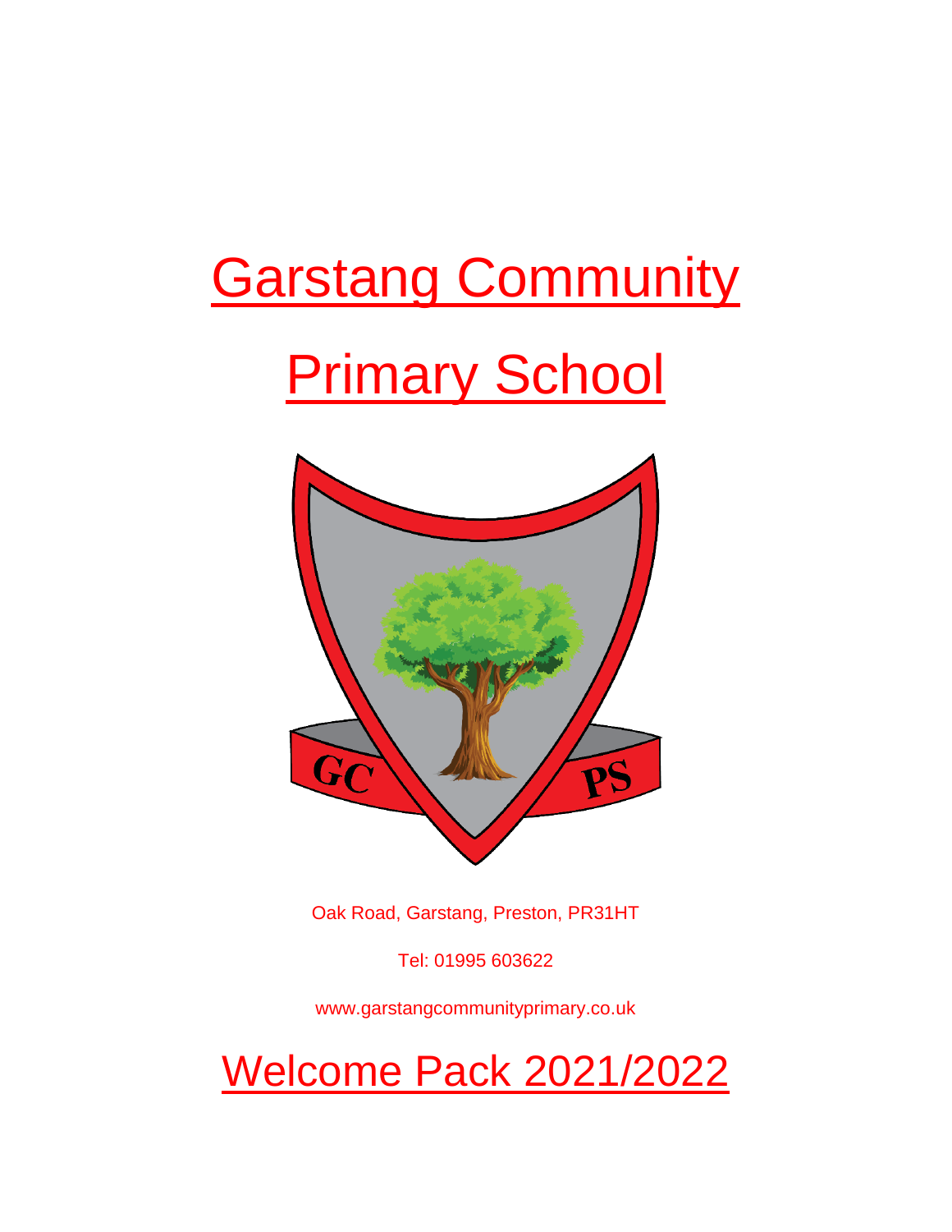# Garstang Community Primary School

GC PS

Oak Road, Garstang, Preston, PR31HT

Tel: 01995 603622

www.garstangcommunityprimary.co.uk

# Welcome Pack 2021/2022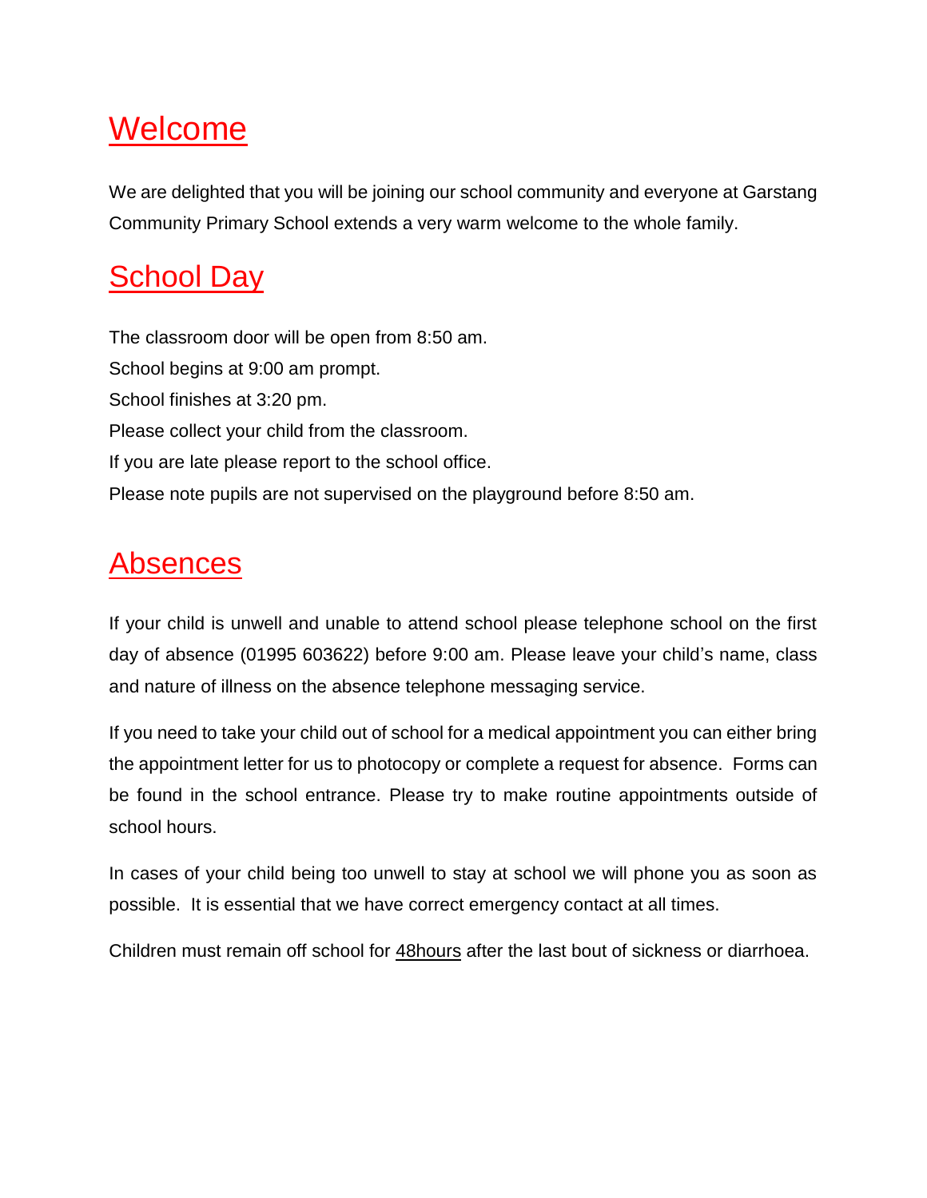## Welcome

We are delighted that you will be joining our school community and everyone at Garstang Community Primary School extends a very warm welcome to the whole family.

## School Day

The classroom door will be open from 8:50 am.

School begins at 9:00 am prompt.

School finishes at 3:20 pm.

Please collect your child from the classroom.

If you are late please report to the school office.

Please note pupils are not supervised on the playground before 8:50 am.

## Absences

If your child is unwell and unable to attend school please telephone school on the first day of absence (01995 603622) before 9:00 am. Please leave your child's name, class and nature of illness on the absence telephone messaging service.

If you need to take your child out of school for a medical appointment you can either bring the appointment letter for us to photocopy or complete a request for absence. Forms can be found in the school entrance. Please try to make routine appointments outside of school hours.

In cases of your child being too unwell to stay at school we will phone you as soon as possible. It is essential that we have correct emergency contact at all times.

Children must remain off school for <u>48hours</u> after the last bout of sickness or diarrhoea.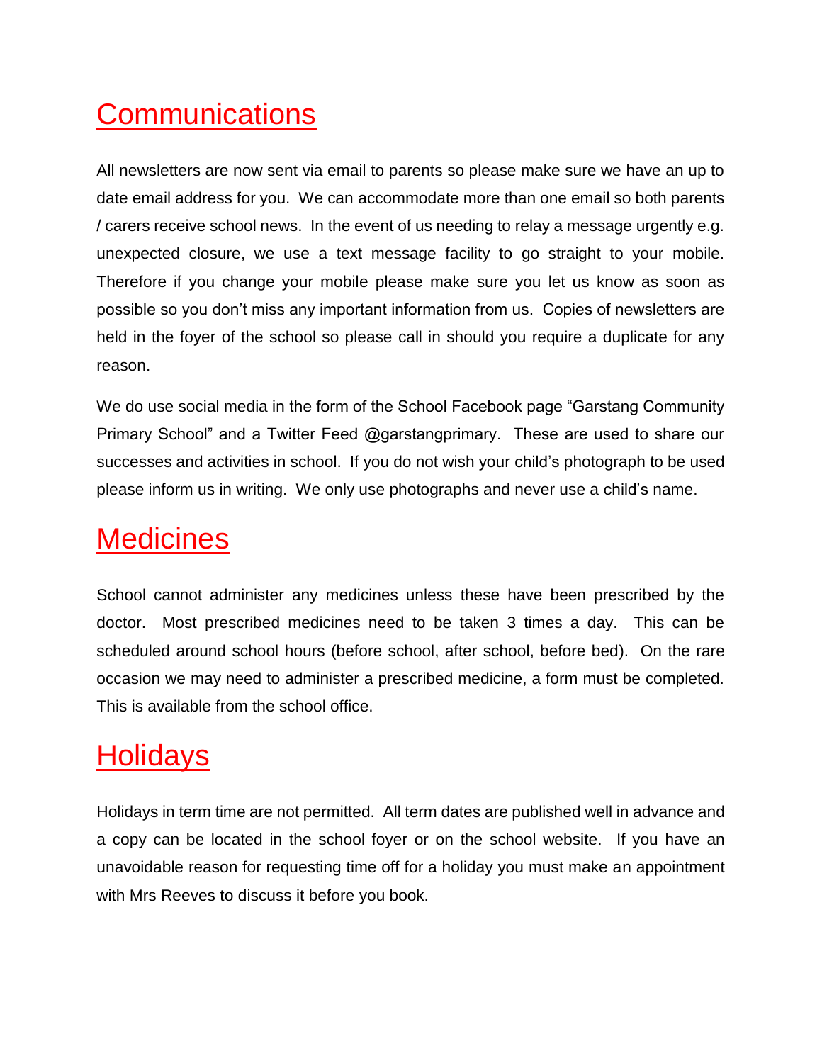# Communications

All newsletters are now sent via email to parents so please make sure we have an up to date email address for you. We can accommodate more than one email so both parents / carers receive school news. In the event of us needing to relay a message urgently e.g. unexpected closure, we use a text message facility to go straight to your mobile. Therefore if you change your mobile please make sure you let us know as soon as possible so you don't miss any important information from us. Copies of newsletters are held in the foyer of the school so please call in should you require a duplicate for any reason.

We do use social media in the form of the School Facebook page "Garstang Community Primary School" and a Twitter Feed @garstangprimary. These are used to share our successes and activities in school. If you do not wish your child's photograph to be used please inform us in writing. We only use photographs and never use a child's name.

# Medicines

School cannot administer any medicines unless these have been prescribed by the doctor. Most prescribed medicines need to be taken 3 times a day. This can be scheduled around school hours (before school, after school, before bed). On the rare occasion we may need to administer a prescribed medicine, a form must be completed. This is available from the school office.

# Holidays

Holidays in term time are not permitted. All term dates are published well in advance and a copy can be located in the school foyer or on the school website. If you have an unavoidable reason for requesting time off for a holiday you must make an appointment with Mrs Reeves to discuss it before you book.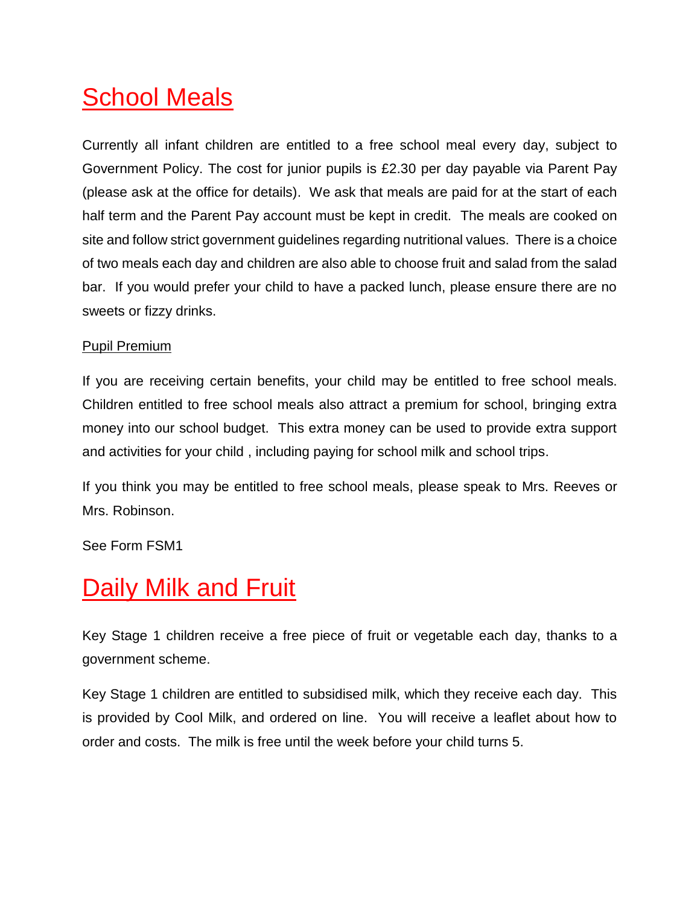# School Meals

Currently all infant children are entitled to a free school meal every day, subject to Government Policy. The cost for junior pupils is £2.30 per day payable via Parent Pay (please ask at the office for details). We ask that meals are paid for at the start of each half term and the Parent Pay account must be kept in credit. The meals are cooked on site and follow strict government guidelines regarding nutritional values. There is a choice of two meals each day and children are also able to choose fruit and salad from the salad bar. If you would prefer your child to have a packed lunch, please ensure there are no sweets or fizzy drinks.

## Pupil Premium

If you are receiving certain benefits, your child may be entitled to free school meals. Children entitled to free school meals also attract a premium for school, bringing extra money into our school budget. This extra money can be used to provide extra support and activities for your child , including paying for school milk and school trips.

If you think you may be entitled to free school meals, please speak to Mrs. Reeves or Mrs. Robinson.

See Form FSM1

# Daily Milk and Fruit

Key Stage 1 children receive a free piece of fruit or vegetable each day, thanks to a government scheme.

Key Stage 1 children are entitled to subsidised milk, which they receive each day. This is provided by Cool Milk, and ordered on line. You will receive a leaflet about how to order and costs. The milk is free until the week before your child turns 5.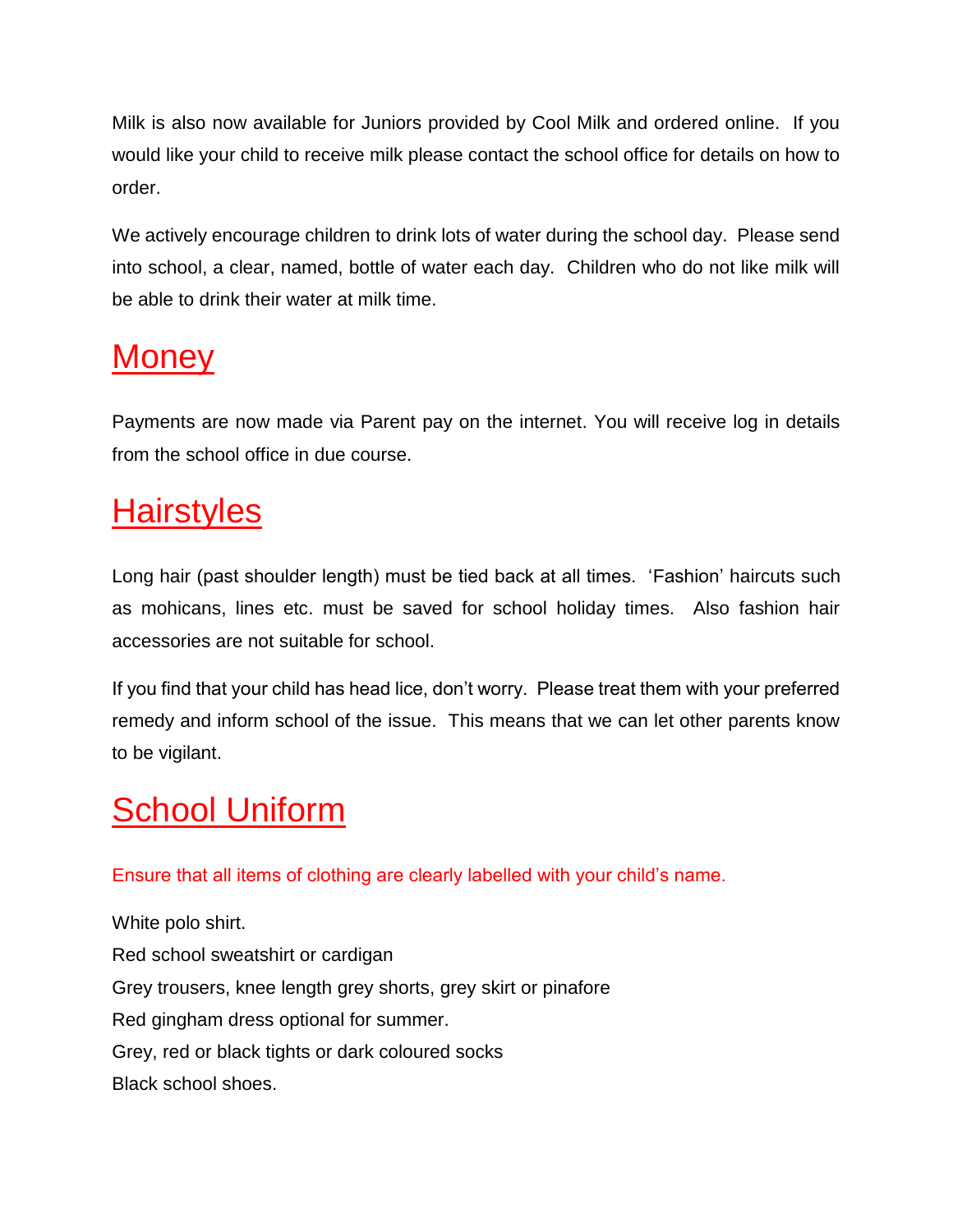Milk is also now available for Juniors provided by Cool Milk and ordered online. If you would like your child to receive milk please contact the school office for details on how to order.

We actively encourage children to drink lots of water during the school day. Please send into school, a clear, named, bottle of water each day. Children who do not like milk will be able to drink their water at milk time.

# Money

Payments are now made via Parent pay on the internet. You will receive log in details from the school office in due course.

# Hairstyles

Long hair (past shoulder length) must be tied back at all times. 'Fashion' haircuts such as mohicans, lines etc. must be saved for school holiday times. Also fashion hair accessories are not suitable for school.

If you find that your child has head lice, don't worry. Please treat them with your preferred remedy and inform school of the issue. This means that we can let other parents know to be vigilant.

# School Uniform

Ensure that all items of clothing are clearly labelled with your child's name.

White polo shirt.
Red school sweatshirt or cardigan
Grey trousers, knee length grey shorts, grey skirt or pinafore
Red gingham dress optional for summer.
Grey, red or black tights or dark coloured socks
Black school shoes.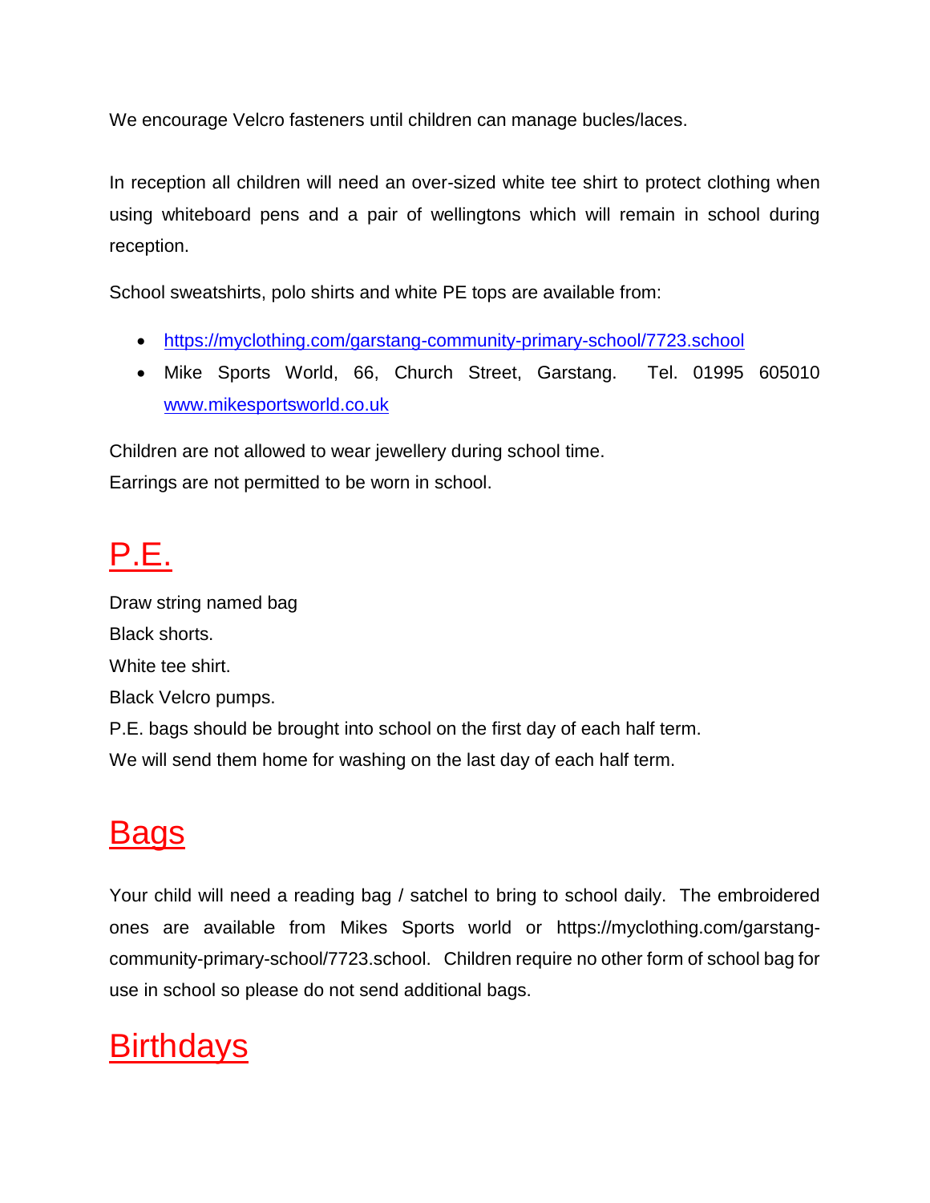We encourage Velcro fasteners until children can manage bucles/laces.

In reception all children will need an over-sized white tee shirt to protect clothing when using whiteboard pens and a pair of wellingtons which will remain in school during reception.

School sweatshirts, polo shirts and white PE tops are available from:

- https://myclothing.com/garstang-community-primary-school/7723.school
- Mike Sports World, 66, Church Street, Garstang. Tel. 01995 605010 www.mikesportsworld.co.uk

Children are not allowed to wear jewellery during school time.
Earrings are not permitted to be worn in school.

# P.E.

Draw string named bag
Black shorts.
White tee shirt.
Black Velcro pumps.
P.E. bags should be brought into school on the first day of each half term.
We will send them home for washing on the last day of each half term.

# Bags

Your child will need a reading bag / satchel to bring to school daily. The embroidered ones are available from Mikes Sports world or https://myclothing.com/garstang-community-primary-school/7723.school. Children require no other form of school bag for use in school so please do not send additional bags.

# Birthdays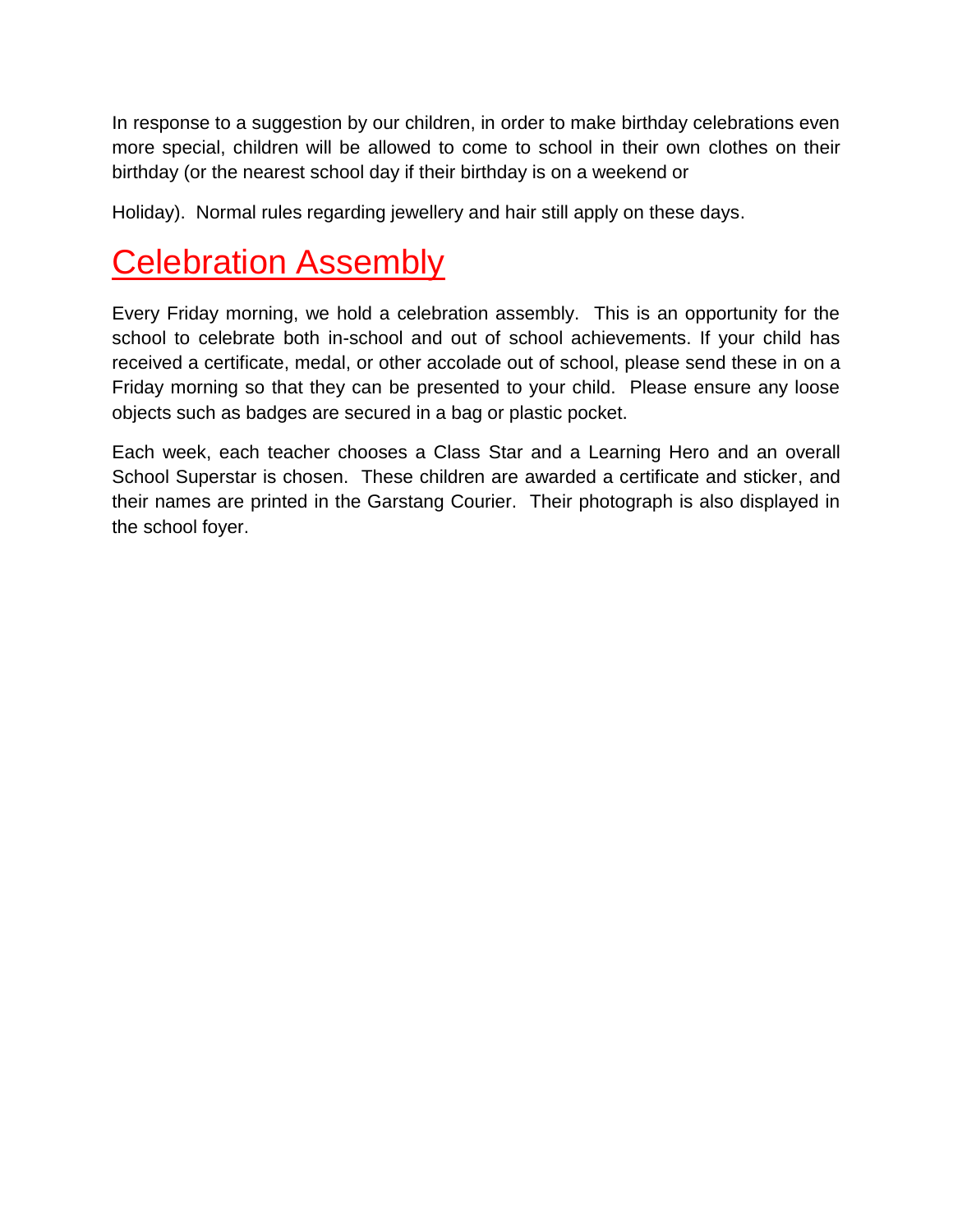In response to a suggestion by our children, in order to make birthday celebrations even more special, children will be allowed to come to school in their own clothes on their birthday (or the nearest school day if their birthday is on a weekend or Holiday). Normal rules regarding jewellery and hair still apply on these days.

## Celebration Assembly

Every Friday morning, we hold a celebration assembly. This is an opportunity for the school to celebrate both in-school and out of school achievements. If your child has received a certificate, medal, or other accolade out of school, please send these in on a Friday morning so that they can be presented to your child. Please ensure any loose objects such as badges are secured in a bag or plastic pocket.

Each week, each teacher chooses a Class Star and a Learning Hero and an overall School Superstar is chosen. These children are awarded a certificate and sticker, and their names are printed in the Garstang Courier. Their photograph is also displayed in the school foyer.